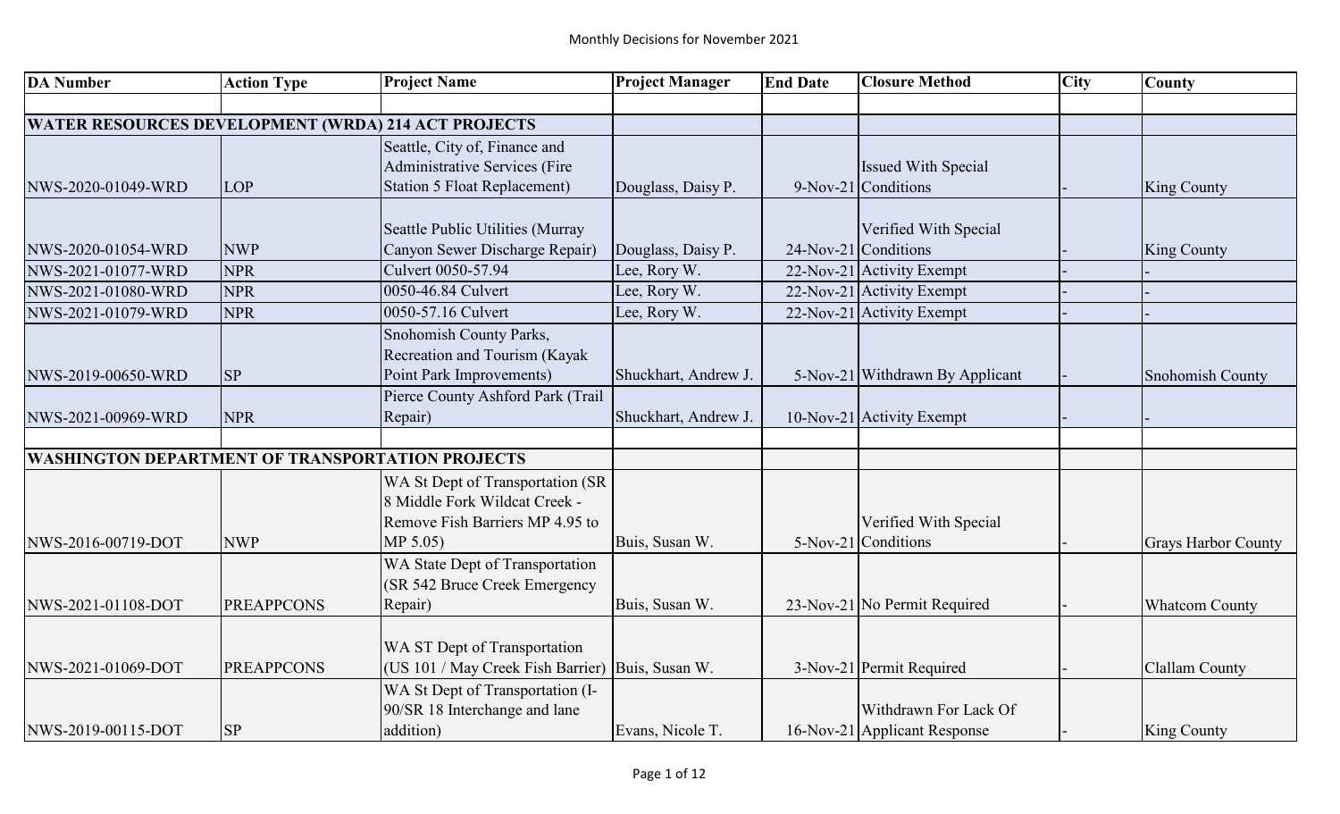# Monthly Decisions for November 2021

| DA Number | Action Type | Project Name | Project Manager | End Date | Closure Method | City | County |
|---|---|---|---|---|---|---|---|
| **WATER RESOURCES DEVELOPMENT (WRDA) 214 ACT PROJECTS** | | | | | | | |
| NWS-2020-01049-WRD | LOP | Seattle, City of, Finance and Administrative Services (Fire Station 5 Float Replacement) | Douglass, Daisy P. | 9-Nov-21 | Issued With Special Conditions | - | King County |
| NWS-2020-01054-WRD | NWP | Seattle Public Utilities (Murray Canyon Sewer Discharge Repair) | Douglass, Daisy P. | 24-Nov-21 | Verified With Special Conditions | - | King County |
| NWS-2021-01077-WRD | NPR | Culvert 0050-57.94 | Lee, Rory W. | 22-Nov-21 | Activity Exempt | - | - |
| NWS-2021-01080-WRD | NPR | 0050-46.84 Culvert | Lee, Rory W. | 22-Nov-21 | Activity Exempt | - | - |
| NWS-2021-01079-WRD | NPR | 0050-57.16 Culvert | Lee, Rory W. | 22-Nov-21 | Activity Exempt | - | - |
| NWS-2019-00650-WRD | SP | Snohomish County Parks, Recreation and Tourism (Kayak Point Park Improvements) | Shuckhart, Andrew J. | 5-Nov-21 | Withdrawn By Applicant | - | Snohomish County |
| NWS-2021-00969-WRD | NPR | Pierce County Ashford Park (Trail Repair) | Shuckhart, Andrew J. | 10-Nov-21 | Activity Exempt | - | - |
| **WASHINGTON DEPARTMENT OF TRANSPORTATION PROJECTS** | | | | | | | |
| NWS-2016-00719-DOT | NWP | WA St Dept of Transportation (SR 8 Middle Fork Wildcat Creek - Remove Fish Barriers MP 4.95 to MP 5.05) | Buis, Susan W. | 5-Nov-21 | Verified With Special Conditions | - | Grays Harbor County |
| NWS-2021-01108-DOT | PREAPPCONS | WA State Dept of Transportation (SR 542 Bruce Creek Emergency Repair) | Buis, Susan W. | 23-Nov-21 | No Permit Required | - | Whatcom County |
| NWS-2021-01069-DOT | PREAPPCONS | WA ST Dept of Transportation (US 101 / May Creek Fish Barrier) | Buis, Susan W. | 3-Nov-21 | Permit Required | - | Clallam County |
| NWS-2019-00115-DOT | SP | WA St Dept of Transportation (I-90/SR 18 Interchange and lane addition) | Evans, Nicole T. | 16-Nov-21 | Withdrawn For Lack Of Applicant Response | - | King County |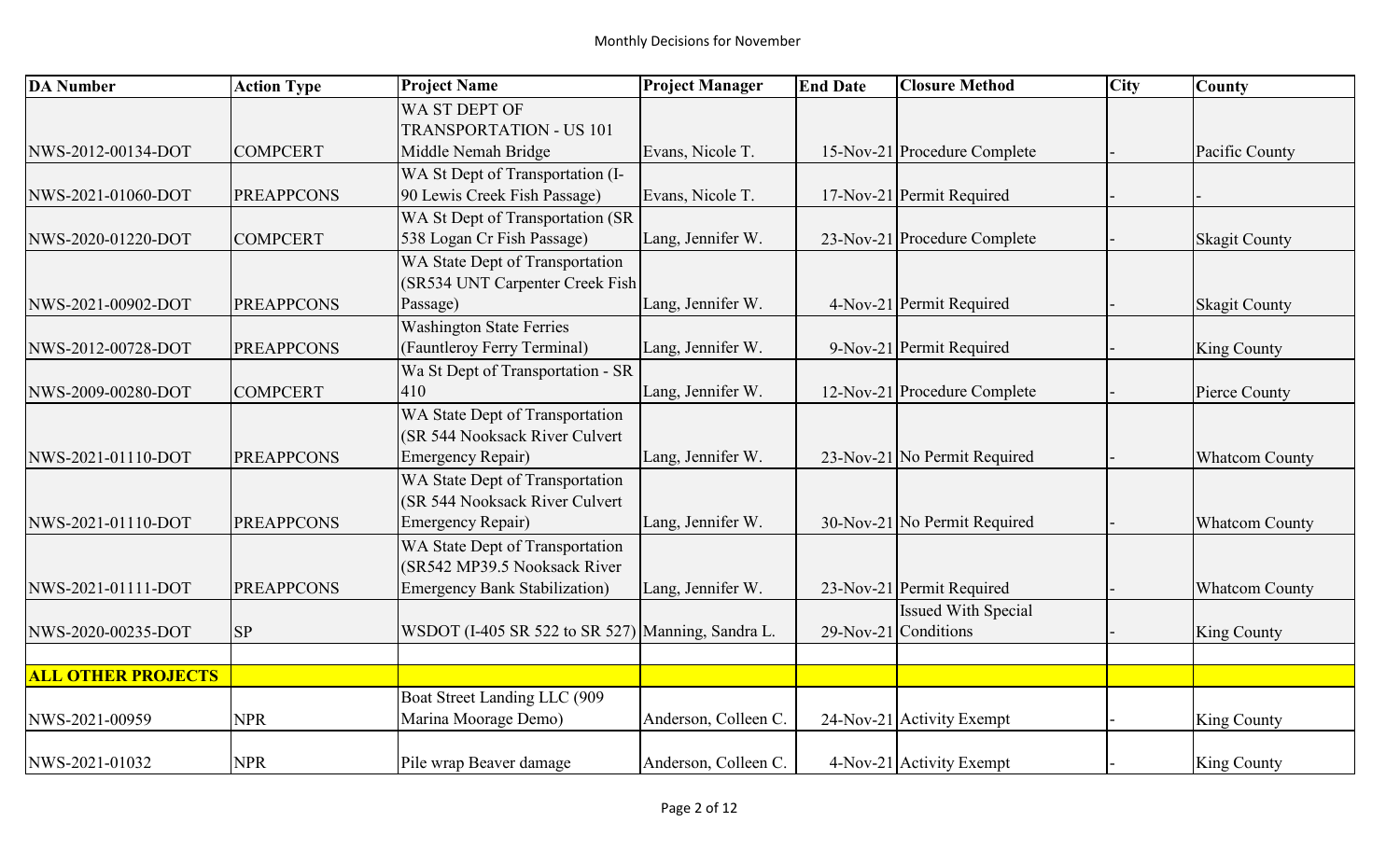Monthly Decisions for November

| DA Number | Action Type | Project Name | Project Manager | End Date | Closure Method | City | County |
|---|---|---|---|---|---|---|---|
| NWS-2012-00134-DOT | COMPCERT | WA ST DEPT OF TRANSPORTATION - US 101 Middle Nemah Bridge | Evans, Nicole T. | 15-Nov-21 | Procedure Complete | - | Pacific County |
| NWS-2021-01060-DOT | PREAPPCONS | WA St Dept of Transportation (I-90 Lewis Creek Fish Passage) | Evans, Nicole T. | 17-Nov-21 | Permit Required | - | - |
| NWS-2020-01220-DOT | COMPCERT | WA St Dept of Transportation (SR 538 Logan Cr Fish Passage) | Lang, Jennifer W. | 23-Nov-21 | Procedure Complete | - | Skagit County |
| NWS-2021-00902-DOT | PREAPPCONS | WA State Dept of Transportation (SR534 UNT Carpenter Creek Fish Passage) | Lang, Jennifer W. | 4-Nov-21 | Permit Required | - | Skagit County |
| NWS-2012-00728-DOT | PREAPPCONS | Washington State Ferries (Fauntleroy Ferry Terminal) | Lang, Jennifer W. | 9-Nov-21 | Permit Required | - | King County |
| NWS-2009-00280-DOT | COMPCERT | Wa St Dept of Transportation - SR 410 | Lang, Jennifer W. | 12-Nov-21 | Procedure Complete | - | Pierce County |
| NWS-2021-01110-DOT | PREAPPCONS | WA State Dept of Transportation (SR 544 Nooksack River Culvert Emergency Repair) | Lang, Jennifer W. | 23-Nov-21 | No Permit Required | - | Whatcom County |
| NWS-2021-01110-DOT | PREAPPCONS | WA State Dept of Transportation (SR 544 Nooksack River Culvert Emergency Repair) | Lang, Jennifer W. | 30-Nov-21 | No Permit Required | - | Whatcom County |
| NWS-2021-01111-DOT | PREAPPCONS | WA State Dept of Transportation (SR542 MP39.5 Nooksack River Emergency Bank Stabilization) | Lang, Jennifer W. | 23-Nov-21 | Permit Required | - | Whatcom County |
| NWS-2020-00235-DOT | SP | WSDOT (I-405 SR 522 to SR 527) | Manning, Sandra L. | 29-Nov-21 | Issued With Special Conditions | - | King County |
| | | | | | | | |
| **ALL OTHER PROJECTS** | | | | | | | |
| NWS-2021-00959 | NPR | Boat Street Landing LLC (909 Marina Moorage Demo) | Anderson, Colleen C. | 24-Nov-21 | Activity Exempt | - | King County |
| NWS-2021-01032 | NPR | Pile wrap Beaver damage | Anderson, Colleen C. | 4-Nov-21 | Activity Exempt | - | King County |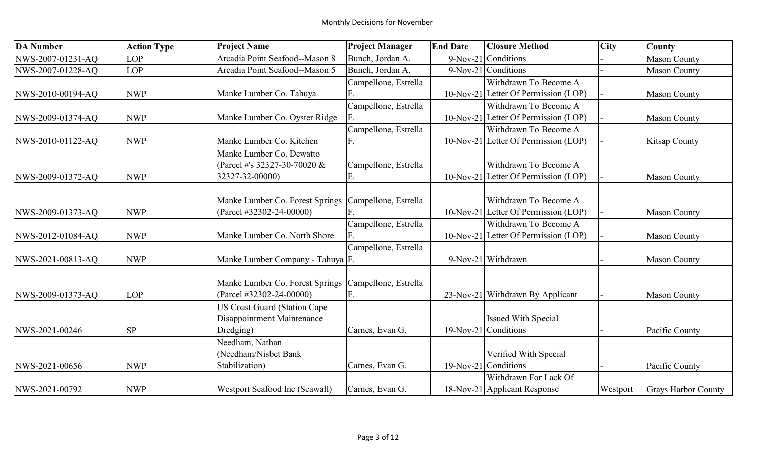Monthly Decisions for November

| DA Number | Action Type | Project Name | Project Manager | End Date | Closure Method | City | County |
|---|---|---|---|---|---|---|---|
| NWS-2007-01231-AQ | LOP | Arcadia Point Seafood--Mason 8 | Bunch, Jordan A. | 9-Nov-21 | Conditions | - | Mason County |
| NWS-2007-01228-AQ | LOP | Arcadia Point Seafood--Mason 5 | Bunch, Jordan A. | 9-Nov-21 | Conditions | - | Mason County |
| NWS-2010-00194-AQ | NWP | Manke Lumber Co. Tahuya | Campellone, Estrella F. | 10-Nov-21 | Withdrawn To Become A Letter Of Permission (LOP) | - | Mason County |
| NWS-2009-01374-AQ | NWP | Manke Lumber Co. Oyster Ridge | Campellone, Estrella F. | 10-Nov-21 | Withdrawn To Become A Letter Of Permission (LOP) | - | Mason County |
| NWS-2010-01122-AQ | NWP | Manke Lumber Co. Kitchen | Campellone, Estrella F. | 10-Nov-21 | Withdrawn To Become A Letter Of Permission (LOP) | - | Kitsap County |
| NWS-2009-01372-AQ | NWP | Manke Lumber Co. Dewatto (Parcel #'s 32327-30-70020 & 32327-32-00000) | Campellone, Estrella F. | 10-Nov-21 | Withdrawn To Become A Letter Of Permission (LOP) | - | Mason County |
| NWS-2009-01373-AQ | NWP | Manke Lumber Co. Forest Springs (Parcel #32302-24-00000) | Campellone, Estrella F. | 10-Nov-21 | Withdrawn To Become A Letter Of Permission (LOP) | - | Mason County |
| NWS-2012-01084-AQ | NWP | Manke Lumber Co. North Shore | Campellone, Estrella F. | 10-Nov-21 | Withdrawn To Become A Letter Of Permission (LOP) | - | Mason County |
| NWS-2021-00813-AQ | NWP | Manke Lumber Company - Tahuya | Campellone, Estrella F. | 9-Nov-21 | Withdrawn | - | Mason County |
| NWS-2009-01373-AQ | LOP | Manke Lumber Co. Forest Springs (Parcel #32302-24-00000) | Campellone, Estrella F. | 23-Nov-21 | Withdrawn By Applicant | - | Mason County |
| NWS-2021-00246 | SP | US Coast Guard (Station Cape Disappointment Maintenance Dredging) | Carnes, Evan G. | 19-Nov-21 | Issued With Special Conditions | - | Pacific County |
| NWS-2021-00656 | NWP | Needham, Nathan (Needham/Nisbet Bank Stabilization) | Carnes, Evan G. | 19-Nov-21 | Verified With Special Conditions | - | Pacific County |
| NWS-2021-00792 | NWP | Westport Seafood Inc (Seawall) | Carnes, Evan G. | 18-Nov-21 | Withdrawn For Lack Of Applicant Response | Westport | Grays Harbor County |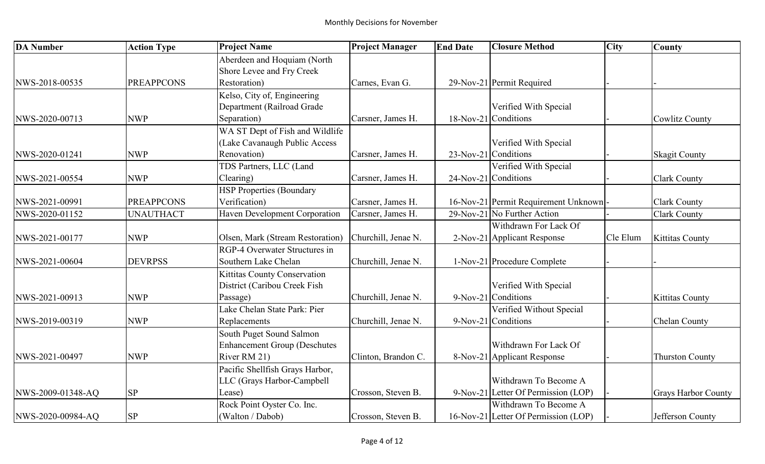Monthly Decisions for November

| DA Number | Action Type | Project Name | Project Manager | End Date | Closure Method | City | County |
|---|---|---|---|---|---|---|---|
| NWS-2018-00535 | PREAPPCONS | Aberdeen and Hoquiam (North Shore Levee and Fry Creek Restoration) | Carnes, Evan G. | 29-Nov-21 | Permit Required | - | - |
| NWS-2020-00713 | NWP | Kelso, City of, Engineering Department (Railroad Grade Separation) | Carsner, James H. | 18-Nov-21 | Verified With Special Conditions | - | Cowlitz County |
| NWS-2020-01241 | NWP | WA ST Dept of Fish and Wildlife (Lake Cavanaugh Public Access Renovation) | Carsner, James H. | 23-Nov-21 | Verified With Special Conditions | - | Skagit County |
| NWS-2021-00554 | NWP | TDS Partners, LLC (Land Clearing) | Carsner, James H. | 24-Nov-21 | Verified With Special Conditions | - | Clark County |
| NWS-2021-00991 | PREAPPCONS | HSP Properties (Boundary Verification) | Carsner, James H. | 16-Nov-21 | Permit Requirement Unknown | - | Clark County |
| NWS-2020-01152 | UNAUTHACT | Haven Development Corporation | Carsner, James H. | 29-Nov-21 | No Further Action | - | Clark County |
| NWS-2021-00177 | NWP | Olsen, Mark (Stream Restoration) | Churchill, Jenae N. | 2-Nov-21 | Withdrawn For Lack Of Applicant Response | Cle Elum | Kittitas County |
| NWS-2021-00604 | DEVRPSS | RGP-4 Overwater Structures in Southern Lake Chelan | Churchill, Jenae N. | 1-Nov-21 | Procedure Complete | - | - |
| NWS-2021-00913 | NWP | Kittitas County Conservation District (Caribou Creek Fish Passage) | Churchill, Jenae N. | 9-Nov-21 | Verified With Special Conditions | - | Kittitas County |
| NWS-2019-00319 | NWP | Lake Chelan State Park: Pier Replacements | Churchill, Jenae N. | 9-Nov-21 | Verified Without Special Conditions | - | Chelan County |
| NWS-2021-00497 | NWP | South Puget Sound Salmon Enhancement Group (Deschutes River RM 21) | Clinton, Brandon C. | 8-Nov-21 | Withdrawn For Lack Of Applicant Response | - | Thurston County |
| NWS-2009-01348-AQ | SP | Pacific Shellfish Grays Harbor, LLC (Grays Harbor-Campbell Lease) | Crosson, Steven B. | 9-Nov-21 | Withdrawn To Become A Letter Of Permission (LOP) | - | Grays Harbor County |
| NWS-2020-00984-AQ | SP | Rock Point Oyster Co. Inc. (Walton / Dabob) | Crosson, Steven B. | 16-Nov-21 | Withdrawn To Become A Letter Of Permission (LOP) | - | Jefferson County |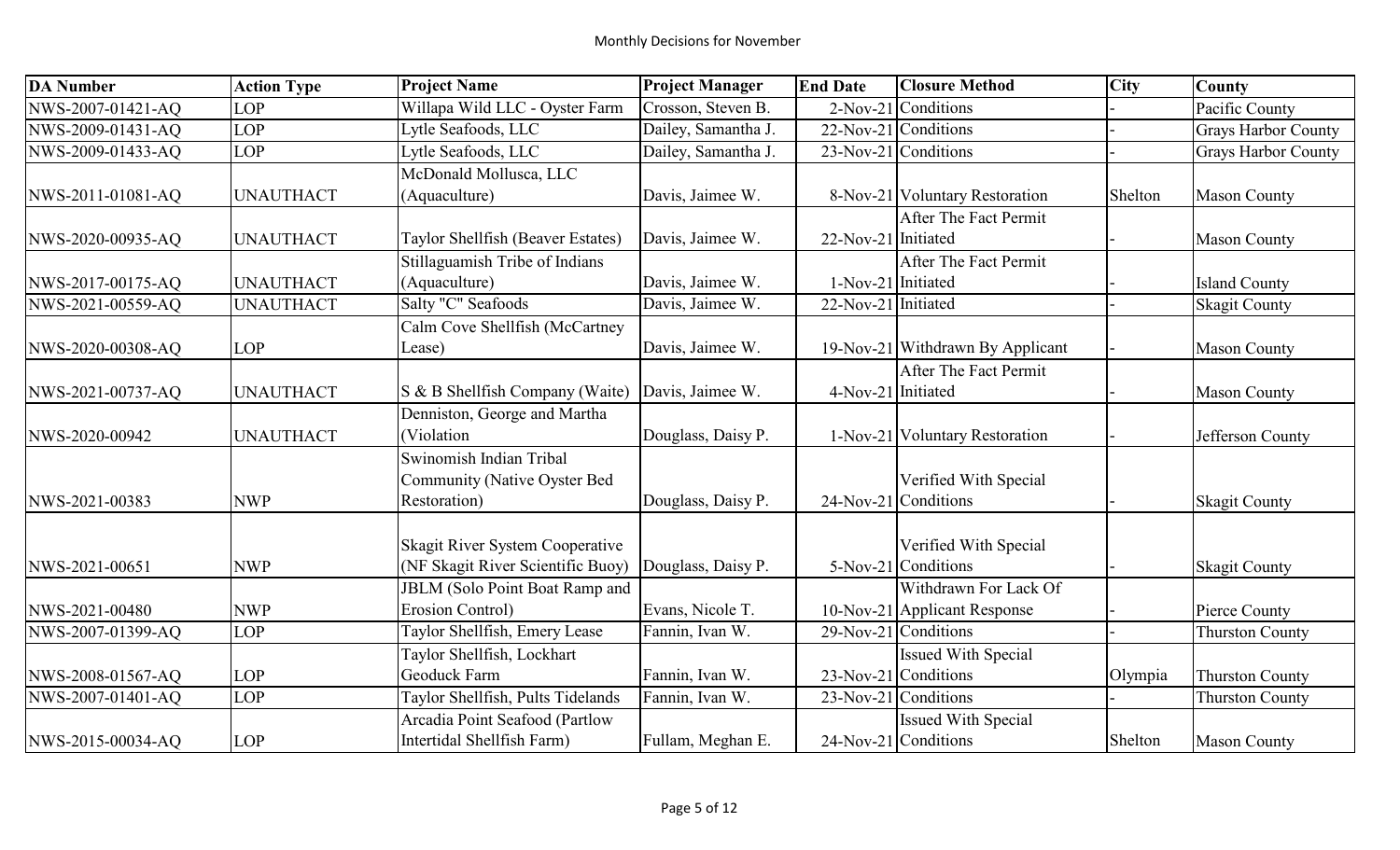Monthly Decisions for November

| DA Number | Action Type | Project Name | Project Manager | End Date | Closure Method | City | County |
|---|---|---|---|---|---|---|---|
| NWS-2007-01421-AQ | LOP | Willapa Wild LLC - Oyster Farm | Crosson, Steven B. | 2-Nov-21 | Conditions | - | Pacific County |
| NWS-2009-01431-AQ | LOP | Lytle Seafoods, LLC | Dailey, Samantha J. | 22-Nov-21 | Conditions | - | Grays Harbor County |
| NWS-2009-01433-AQ | LOP | Lytle Seafoods, LLC | Dailey, Samantha J. | 23-Nov-21 | Conditions | - | Grays Harbor County |
| NWS-2011-01081-AQ | UNAUTHACT | McDonald Mollusca, LLC (Aquaculture) | Davis, Jaimee W. | 8-Nov-21 | Voluntary Restoration | Shelton | Mason County |
| NWS-2020-00935-AQ | UNAUTHACT | Taylor Shellfish (Beaver Estates) | Davis, Jaimee W. | 22-Nov-21 | After The Fact Permit Initiated | - | Mason County |
| NWS-2017-00175-AQ | UNAUTHACT | Stillaguamish Tribe of Indians (Aquaculture) | Davis, Jaimee W. | 1-Nov-21 | After The Fact Permit Initiated | - | Island County |
| NWS-2021-00559-AQ | UNAUTHACT | Salty "C" Seafoods | Davis, Jaimee W. | 22-Nov-21 | Initiated | - | Skagit County |
| NWS-2020-00308-AQ | LOP | Calm Cove Shellfish (McCartney Lease) | Davis, Jaimee W. | 19-Nov-21 | Withdrawn By Applicant | - | Mason County |
| NWS-2021-00737-AQ | UNAUTHACT | S & B Shellfish Company (Waite) | Davis, Jaimee W. | 4-Nov-21 | After The Fact Permit Initiated | - | Mason County |
| NWS-2020-00942 | UNAUTHACT | Denniston, George and Martha (Violation | Douglass, Daisy P. | 1-Nov-21 | Voluntary Restoration | - | Jefferson County |
| NWS-2021-00383 | NWP | Swinomish Indian Tribal Community (Native Oyster Bed Restoration) | Douglass, Daisy P. | 24-Nov-21 | Verified With Special Conditions | - | Skagit County |
| NWS-2021-00651 | NWP | Skagit River System Cooperative (NF Skagit River Scientific Buoy) | Douglass, Daisy P. | 5-Nov-21 | Verified With Special Conditions | - | Skagit County |
| NWS-2021-00480 | NWP | JBLM (Solo Point Boat Ramp and Erosion Control) | Evans, Nicole T. | 10-Nov-21 | Withdrawn For Lack Of Applicant Response | - | Pierce County |
| NWS-2007-01399-AQ | LOP | Taylor Shellfish, Emery Lease | Fannin, Ivan W. | 29-Nov-21 | Conditions | - | Thurston County |
| NWS-2008-01567-AQ | LOP | Taylor Shellfish, Lockhart Geoduck Farm | Fannin, Ivan W. | 23-Nov-21 | Issued With Special Conditions | Olympia | Thurston County |
| NWS-2007-01401-AQ | LOP | Taylor Shellfish, Pults Tidelands | Fannin, Ivan W. | 23-Nov-21 | Conditions | - | Thurston County |
| NWS-2015-00034-AQ | LOP | Arcadia Point Seafood (Partlow Intertidal Shellfish Farm) | Fullam, Meghan E. | 24-Nov-21 | Issued With Special Conditions | Shelton | Mason County |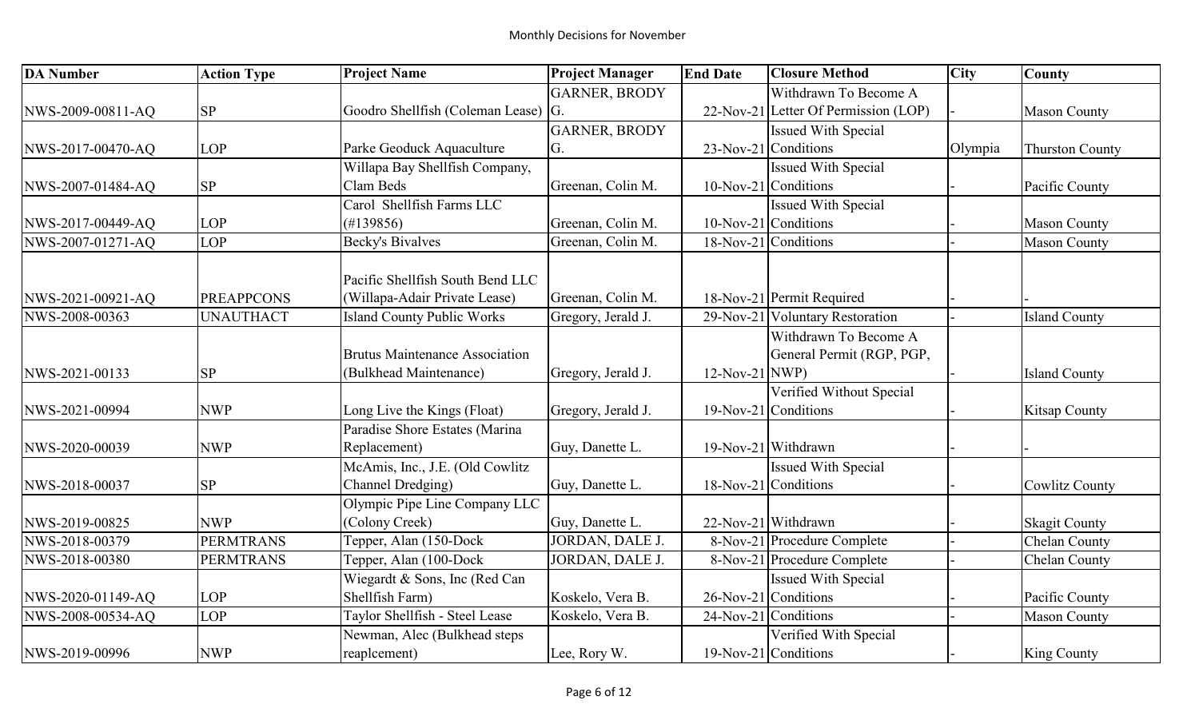Monthly Decisions for November

| DA Number | Action Type | Project Name | Project Manager | End Date | Closure Method | City | County |
| --- | --- | --- | --- | --- | --- | --- | --- |
| NWS-2009-00811-AQ | SP | Goodro Shellfish (Coleman Lease) | GARNER, BRODY G. | 22-Nov-21 | Withdrawn To Become A Letter Of Permission (LOP) | - | Mason County |
| NWS-2017-00470-AQ | LOP | Parke Geoduck Aquaculture | GARNER, BRODY G. | 23-Nov-21 | Issued With Special Conditions | Olympia | Thurston County |
| NWS-2007-01484-AQ | SP | Willapa Bay Shellfish Company, Clam Beds | Greenan, Colin M. | 10-Nov-21 | Issued With Special Conditions | - | Pacific County |
| NWS-2017-00449-AQ | LOP | Carol Shellfish Farms LLC (#139856) | Greenan, Colin M. | 10-Nov-21 | Issued With Special Conditions | - | Mason County |
| NWS-2007-01271-AQ | LOP | Becky's Bivalves | Greenan, Colin M. | 18-Nov-21 | Conditions | - | Mason County |
| NWS-2021-00921-AQ | PREAPPCONS | Pacific Shellfish South Bend LLC (Willapa-Adair Private Lease) | Greenan, Colin M. | 18-Nov-21 | Permit Required | - | - |
| NWS-2008-00363 | UNAUTHACT | Island County Public Works | Gregory, Jerald J. | 29-Nov-21 | Voluntary Restoration | - | Island County |
| NWS-2021-00133 | SP | Brutus Maintenance Association (Bulkhead Maintenance) | Gregory, Jerald J. | 12-Nov-21 | Withdrawn To Become A General Permit (RGP, PGP, NWP) | - | Island County |
| NWS-2021-00994 | NWP | Long Live the Kings (Float) | Gregory, Jerald J. | 19-Nov-21 | Verified Without Special Conditions | - | Kitsap County |
| NWS-2020-00039 | NWP | Paradise Shore Estates (Marina Replacement) | Guy, Danette L. | 19-Nov-21 | Withdrawn | - | - |
| NWS-2018-00037 | SP | McAmis, Inc., J.E. (Old Cowlitz Channel Dredging) | Guy, Danette L. | 18-Nov-21 | Issued With Special Conditions | - | Cowlitz County |
| NWS-2019-00825 | NWP | Olympic Pipe Line Company LLC (Colony Creek) | Guy, Danette L. | 22-Nov-21 | Withdrawn | - | Skagit County |
| NWS-2018-00379 | PERMTRANS | Tepper, Alan (150-Dock | JORDAN, DALE J. | 8-Nov-21 | Procedure Complete | - | Chelan County |
| NWS-2018-00380 | PERMTRANS | Tepper, Alan (100-Dock | JORDAN, DALE J. | 8-Nov-21 | Procedure Complete | - | Chelan County |
| NWS-2020-01149-AQ | LOP | Wiegardt & Sons, Inc (Red Can Shellfish Farm) | Koskelo, Vera B. | 26-Nov-21 | Issued With Special Conditions | - | Pacific County |
| NWS-2008-00534-AQ | LOP | Taylor Shellfish - Steel Lease | Koskelo, Vera B. | 24-Nov-21 | Conditions | - | Mason County |
| NWS-2019-00996 | NWP | Newman, Alec (Bulkhead steps reaplcement) | Lee, Rory W. | 19-Nov-21 | Verified With Special Conditions | - | King County |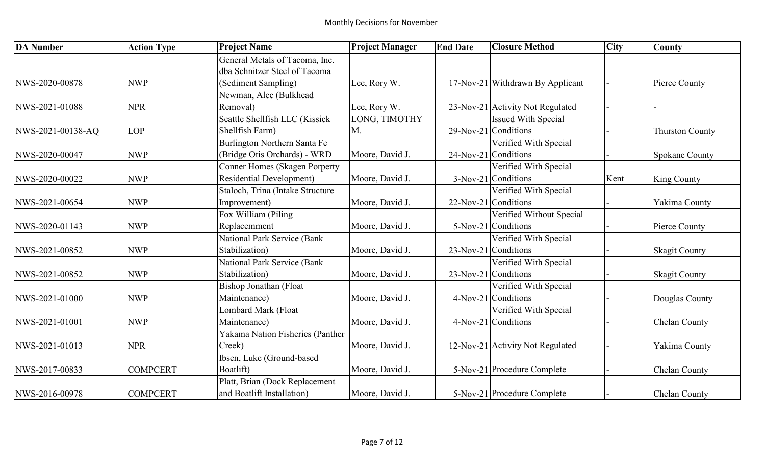Monthly Decisions for November

| DA Number | Action Type | Project Name | Project Manager | End Date | Closure Method | City | County |
|---|---|---|---|---|---|---|---|
| NWS-2020-00878 | NWP | General Metals of Tacoma, Inc. dba Schnitzer Steel of Tacoma (Sediment Sampling) | Lee, Rory W. | 17-Nov-21 | Withdrawn By Applicant | - | Pierce County |
| NWS-2021-01088 | NPR | Newman, Alec (Bulkhead Removal) | Lee, Rory W. | 23-Nov-21 | Activity Not Regulated | - | - |
| NWS-2021-00138-AQ | LOP | Seattle Shellfish LLC (Kissick Shellfish Farm) | LONG, TIMOTHY M. | 29-Nov-21 | Issued With Special Conditions | - | Thurston County |
| NWS-2020-00047 | NWP | Burlington Northern Santa Fe (Bridge Otis Orchards) - WRD | Moore, David J. | 24-Nov-21 | Verified With Special Conditions | - | Spokane County |
| NWS-2020-00022 | NWP | Conner Homes (Skagen Porperty Residential Development) | Moore, David J. | 3-Nov-21 | Verified With Special Conditions | Kent | King County |
| NWS-2021-00654 | NWP | Staloch, Trina (Intake Structure Improvement) | Moore, David J. | 22-Nov-21 | Verified With Special Conditions | - | Yakima County |
| NWS-2020-01143 | NWP | Fox William (Piling Replacemment | Moore, David J. | 5-Nov-21 | Verified Without Special Conditions | - | Pierce County |
| NWS-2021-00852 | NWP | National Park Service (Bank Stabilization) | Moore, David J. | 23-Nov-21 | Verified With Special Conditions | - | Skagit County |
| NWS-2021-00852 | NWP | National Park Service (Bank Stabilization) | Moore, David J. | 23-Nov-21 | Verified With Special Conditions | - | Skagit County |
| NWS-2021-01000 | NWP | Bishop Jonathan (Float Maintenance) | Moore, David J. | 4-Nov-21 | Verified With Special Conditions | - | Douglas County |
| NWS-2021-01001 | NWP | Lombard Mark (Float Maintenance) | Moore, David J. | 4-Nov-21 | Verified With Special Conditions | - | Chelan County |
| NWS-2021-01013 | NPR | Yakama Nation Fisheries (Panther Creek) | Moore, David J. | 12-Nov-21 | Activity Not Regulated | - | Yakima County |
| NWS-2017-00833 | COMPCERT | Ibsen, Luke (Ground-based Boatlift) | Moore, David J. | 5-Nov-21 | Procedure Complete | - | Chelan County |
| NWS-2016-00978 | COMPCERT | Platt, Brian (Dock Replacement and Boatlift Installation) | Moore, David J. | 5-Nov-21 | Procedure Complete | - | Chelan County |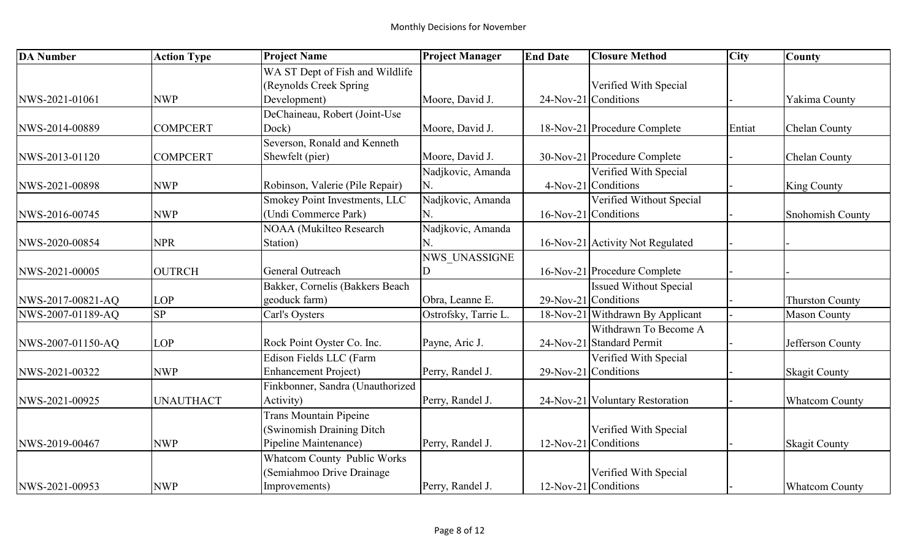## Monthly Decisions for November

| DA Number | Action Type | Project Name | Project Manager | End Date | Closure Method | City | County |
|---|---|---|---|---|---|---|---|
| NWS-2021-01061 | NWP | WA ST Dept of Fish and Wildlife (Reynolds Creek Spring Development) | Moore, David J. | 24-Nov-21 | Verified With Special Conditions | - | Yakima County |
| NWS-2014-00889 | COMPCERT | DeChaineau, Robert (Joint-Use Dock) | Moore, David J. | 18-Nov-21 | Procedure Complete | Entiat | Chelan County |
| NWS-2013-01120 | COMPCERT | Severson, Ronald and Kenneth Shewfelt (pier) | Moore, David J. | 30-Nov-21 | Procedure Complete | - | Chelan County |
| NWS-2021-00898 | NWP | Robinson, Valerie (Pile Repair) | Nadjkovic, Amanda N. | 4-Nov-21 | Verified With Special Conditions | - | King County |
| NWS-2016-00745 | NWP | Smokey Point Investments, LLC (Undi Commerce Park) | Nadjkovic, Amanda N. | 16-Nov-21 | Verified Without Special Conditions | - | Snohomish County |
| NWS-2020-00854 | NPR | NOAA (Mukilteo Research Station) | Nadjkovic, Amanda N. | 16-Nov-21 | Activity Not Regulated | - | - |
| NWS-2021-00005 | OUTRCH | General Outreach | NWS_UNASSIGNED | 16-Nov-21 | Procedure Complete | - | - |
| NWS-2017-00821-AQ | LOP | Bakker, Cornelis (Bakkers Beach geoduck farm) | Obra, Leanne E. | 29-Nov-21 | Issued Without Special Conditions | - | Thurston County |
| NWS-2007-01189-AQ | SP | Carl's Oysters | Ostrofsky, Tarrie L. | 18-Nov-21 | Withdrawn By Applicant | - | Mason County |
| NWS-2007-01150-AQ | LOP | Rock Point Oyster Co. Inc. | Payne, Aric J. | 24-Nov-21 | Withdrawn To Become A Standard Permit | - | Jefferson County |
| NWS-2021-00322 | NWP | Edison Fields LLC (Farm Enhancement Project) | Perry, Randel J. | 29-Nov-21 | Verified With Special Conditions | - | Skagit County |
| NWS-2021-00925 | UNAUTHACT | Finkbonner, Sandra (Unauthorized Activity) | Perry, Randel J. | 24-Nov-21 | Voluntary Restoration | - | Whatcom County |
| NWS-2019-00467 | NWP | Trans Mountain Pipeine (Swinomish Draining Ditch Pipeline Maintenance) | Perry, Randel J. | 12-Nov-21 | Verified With Special Conditions | - | Skagit County |
| NWS-2021-00953 | NWP | Whatcom County Public Works (Semiahmoo Drive Drainage Improvements) | Perry, Randel J. | 12-Nov-21 | Verified With Special Conditions | - | Whatcom County |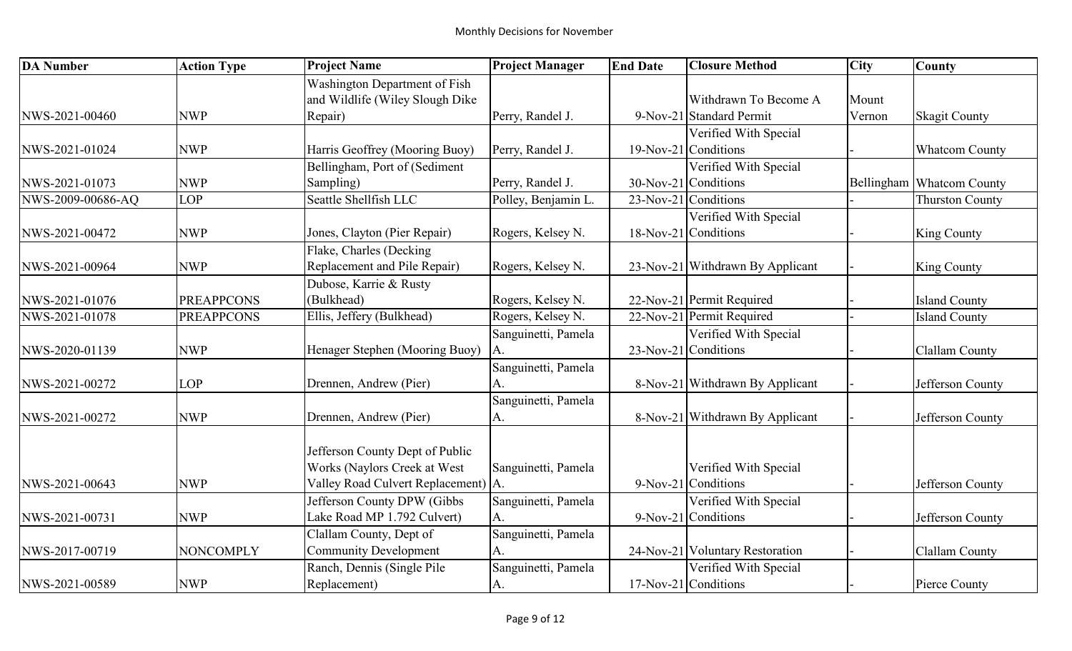Monthly Decisions for November

| DA Number | Action Type | Project Name | Project Manager | End Date | Closure Method | City | County |
|---|---|---|---|---|---|---|---|
| NWS-2021-00460 | NWP | Washington Department of Fish and Wildlife (Wiley Slough Dike Repair) | Perry, Randel J. | 9-Nov-21 | Withdrawn To Become A Standard Permit | Mount Vernon | Skagit County |
| NWS-2021-01024 | NWP | Harris Geoffrey (Mooring Buoy) | Perry, Randel J. | 19-Nov-21 | Verified With Special Conditions | - | Whatcom County |
| NWS-2021-01073 | NWP | Bellingham, Port of (Sediment Sampling) | Perry, Randel J. | 30-Nov-21 | Verified With Special Conditions | Bellingham | Whatcom County |
| NWS-2009-00686-AQ | LOP | Seattle Shellfish LLC | Polley, Benjamin L. | 23-Nov-21 | Conditions | - | Thurston County |
| NWS-2021-00472 | NWP | Jones, Clayton (Pier Repair) | Rogers, Kelsey N. | 18-Nov-21 | Verified With Special Conditions | - | King County |
| NWS-2021-00964 | NWP | Flake, Charles (Decking Replacement and Pile Repair) | Rogers, Kelsey N. | 23-Nov-21 | Withdrawn By Applicant | - | King County |
| NWS-2021-01076 | PREAPPCONS | Dubose, Karrie & Rusty (Bulkhead) | Rogers, Kelsey N. | 22-Nov-21 | Permit Required | - | Island County |
| NWS-2021-01078 | PREAPPCONS | Ellis, Jeffery (Bulkhead) | Rogers, Kelsey N. | 22-Nov-21 | Permit Required | - | Island County |
| NWS-2020-01139 | NWP | Henager Stephen (Mooring Buoy) | Sanguinetti, Pamela A. | 23-Nov-21 | Verified With Special Conditions | - | Clallam County |
| NWS-2021-00272 | LOP | Drennen, Andrew (Pier) | Sanguinetti, Pamela A. | 8-Nov-21 | Withdrawn By Applicant | - | Jefferson County |
| NWS-2021-00272 | NWP | Drennen, Andrew (Pier) | Sanguinetti, Pamela A. | 8-Nov-21 | Withdrawn By Applicant | - | Jefferson County |
| NWS-2021-00643 | NWP | Jefferson County Dept of Public Works (Naylors Creek at West Valley Road Culvert Replacement) | Sanguinetti, Pamela A. | 9-Nov-21 | Verified With Special Conditions | - | Jefferson County |
| NWS-2021-00731 | NWP | Jefferson County DPW (Gibbs Lake Road MP 1.792 Culvert) | Sanguinetti, Pamela A. | 9-Nov-21 | Verified With Special Conditions | - | Jefferson County |
| NWS-2017-00719 | NONCOMPLY | Clallam County, Dept of Community Development | Sanguinetti, Pamela A. | 24-Nov-21 | Voluntary Restoration | - | Clallam County |
| NWS-2021-00589 | NWP | Ranch, Dennis (Single Pile Replacement) | Sanguinetti, Pamela A. | 17-Nov-21 | Verified With Special Conditions | - | Pierce County |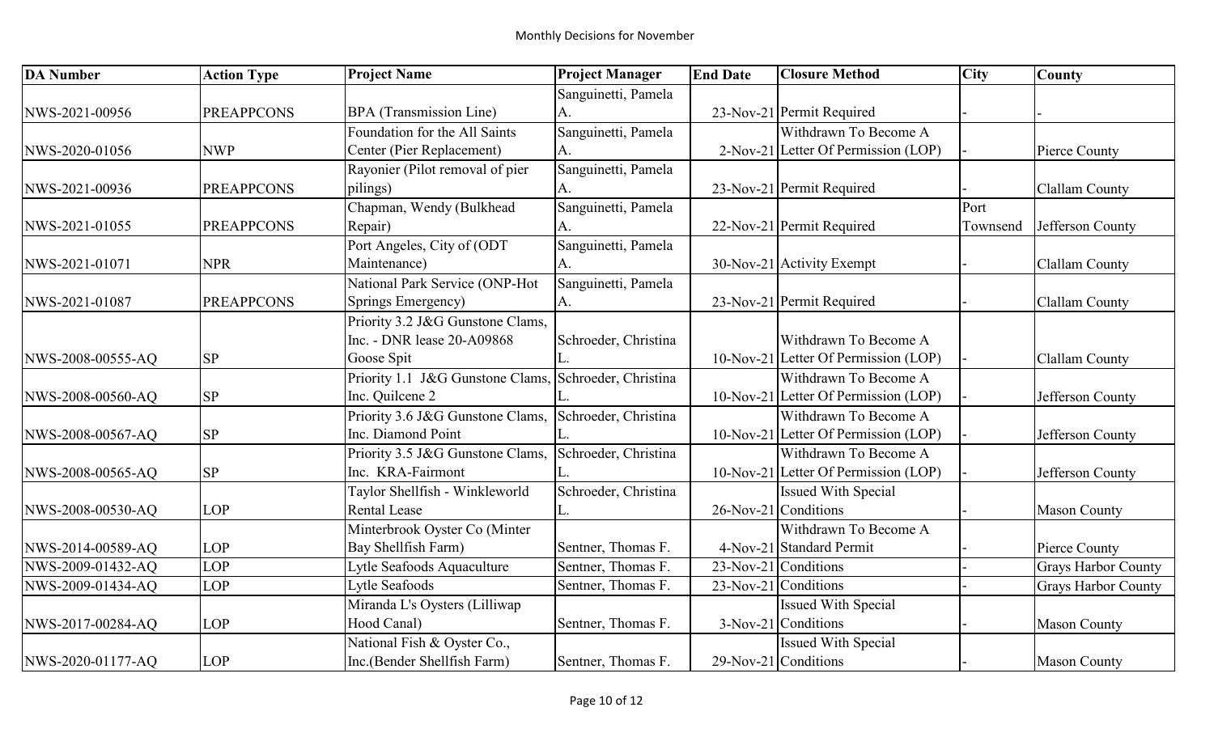# Monthly Decisions for November

| DA Number | Action Type | Project Name | Project Manager | End Date | Closure Method | City | County |
|---|---|---|---|---|---|---|---|
| NWS-2021-00956 | PREAPPCONS | BPA (Transmission Line) | Sanguinetti, Pamela A. | 23-Nov-21 | Permit Required | - | - |
| NWS-2020-01056 | NWP | Foundation for the All Saints Center (Pier Replacement) | Sanguinetti, Pamela A. | 2-Nov-21 | Withdrawn To Become A Letter Of Permission (LOP) | - | Pierce County |
| NWS-2021-00936 | PREAPPCONS | Rayonier (Pilot removal of pier pilings) | Sanguinetti, Pamela A. | 23-Nov-21 | Permit Required | - | Clallam County |
| NWS-2021-01055 | PREAPPCONS | Chapman, Wendy (Bulkhead Repair) | Sanguinetti, Pamela A. | 22-Nov-21 | Permit Required | Port Townsend | Jefferson County |
| NWS-2021-01071 | NPR | Port Angeles, City of (ODT Maintenance) | Sanguinetti, Pamela A. | 30-Nov-21 | Activity Exempt | - | Clallam County |
| NWS-2021-01087 | PREAPPCONS | National Park Service (ONP-Hot Springs Emergency) | Sanguinetti, Pamela A. | 23-Nov-21 | Permit Required | - | Clallam County |
| NWS-2008-00555-AQ | SP | Priority 3.2 J&G Gunstone Clams, Inc. - DNR lease 20-A09868 Goose Spit | Schroeder, Christina L. | 10-Nov-21 | Withdrawn To Become A Letter Of Permission (LOP) | - | Clallam County |
| NWS-2008-00560-AQ | SP | Priority 1.1 J&G Gunstone Clams, Inc. Quilcene 2 | Schroeder, Christina L. | 10-Nov-21 | Withdrawn To Become A Letter Of Permission (LOP) | - | Jefferson County |
| NWS-2008-00567-AQ | SP | Priority 3.6 J&G Gunstone Clams, Inc. Diamond Point | Schroeder, Christina L. | 10-Nov-21 | Withdrawn To Become A Letter Of Permission (LOP) | - | Jefferson County |
| NWS-2008-00565-AQ | SP | Priority 3.5 J&G Gunstone Clams, Inc. KRA-Fairmont | Schroeder, Christina L. | 10-Nov-21 | Withdrawn To Become A Letter Of Permission (LOP) | - | Jefferson County |
| NWS-2008-00530-AQ | LOP | Taylor Shellfish - Winkleworld Rental Lease | Schroeder, Christina L. | 26-Nov-21 | Issued With Special Conditions | - | Mason County |
| NWS-2014-00589-AQ | LOP | Minterbrook Oyster Co (Minter Bay Shellfish Farm) | Sentner, Thomas F. | 4-Nov-21 | Withdrawn To Become A Standard Permit | - | Pierce County |
| NWS-2009-01432-AQ | LOP | Lytle Seafoods Aquaculture | Sentner, Thomas F. | 23-Nov-21 | Conditions | - | Grays Harbor County |
| NWS-2009-01434-AQ | LOP | Lytle Seafoods | Sentner, Thomas F. | 23-Nov-21 | Conditions | - | Grays Harbor County |
| NWS-2017-00284-AQ | LOP | Miranda L's Oysters (Lilliwap Hood Canal) | Sentner, Thomas F. | 3-Nov-21 | Issued With Special Conditions | - | Mason County |
| NWS-2020-01177-AQ | LOP | National Fish & Oyster Co., Inc.(Bender Shellfish Farm) | Sentner, Thomas F. | 29-Nov-21 | Issued With Special Conditions | - | Mason County |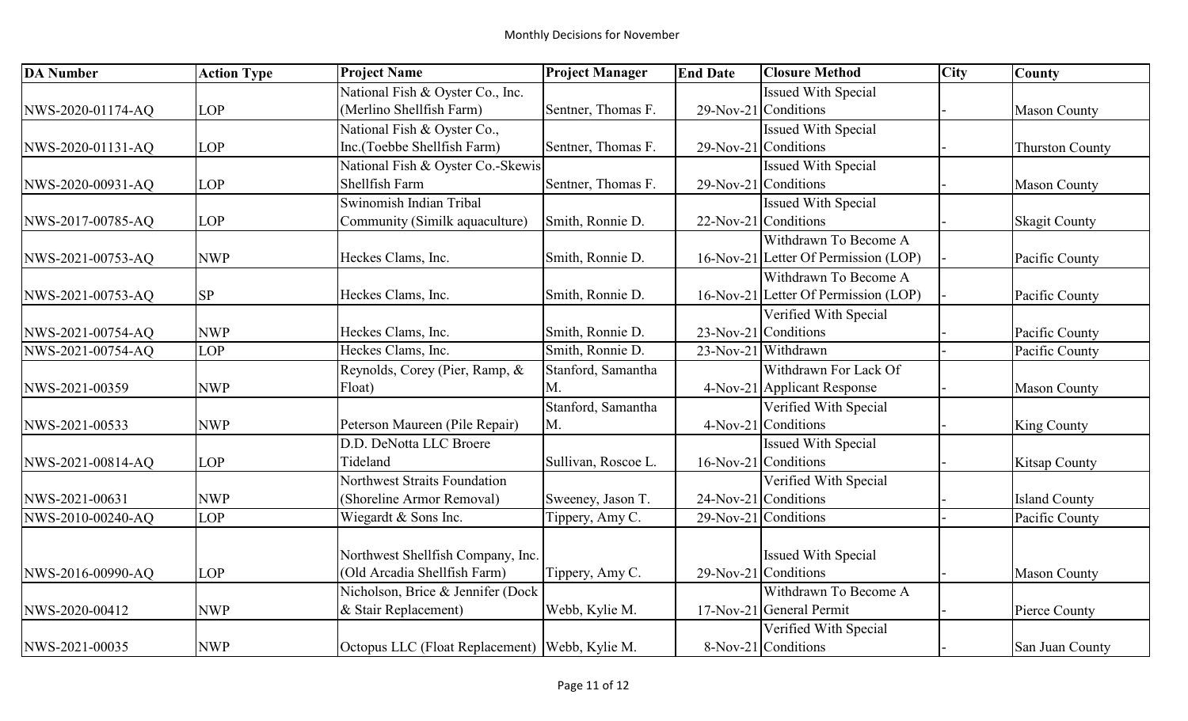# Monthly Decisions for November

| DA Number | Action Type | Project Name | Project Manager | End Date | Closure Method | City | County |
|---|---|---|---|---|---|---|---|
| NWS-2020-01174-AQ | LOP | National Fish & Oyster Co., Inc. (Merlino Shellfish Farm) | Sentner, Thomas F. | 29-Nov-21 | Issued With Special Conditions | - | Mason County |
| NWS-2020-01131-AQ | LOP | National Fish & Oyster Co., Inc.(Toebbe Shellfish Farm) | Sentner, Thomas F. | 29-Nov-21 | Issued With Special Conditions | - | Thurston County |
| NWS-2020-00931-AQ | LOP | National Fish & Oyster Co.-Skewis Shellfish Farm | Sentner, Thomas F. | 29-Nov-21 | Issued With Special Conditions | - | Mason County |
| NWS-2017-00785-AQ | LOP | Swinomish Indian Tribal Community (Similk aquaculture) | Smith, Ronnie D. | 22-Nov-21 | Issued With Special Conditions | - | Skagit County |
| NWS-2021-00753-AQ | NWP | Heckes Clams, Inc. | Smith, Ronnie D. | 16-Nov-21 | Withdrawn To Become A Letter Of Permission (LOP) | - | Pacific County |
| NWS-2021-00753-AQ | SP | Heckes Clams, Inc. | Smith, Ronnie D. | 16-Nov-21 | Withdrawn To Become A Letter Of Permission (LOP) | - | Pacific County |
| NWS-2021-00754-AQ | NWP | Heckes Clams, Inc. | Smith, Ronnie D. | 23-Nov-21 | Verified With Special Conditions | - | Pacific County |
| NWS-2021-00754-AQ | LOP | Heckes Clams, Inc. | Smith, Ronnie D. | 23-Nov-21 | Withdrawn | - | Pacific County |
| NWS-2021-00359 | NWP | Reynolds, Corey (Pier, Ramp, & Float) | Stanford, Samantha M. | 4-Nov-21 | Withdrawn For Lack Of Applicant Response | - | Mason County |
| NWS-2021-00533 | NWP | Peterson Maureen (Pile Repair) | Stanford, Samantha M. | 4-Nov-21 | Verified With Special Conditions | - | King County |
| NWS-2021-00814-AQ | LOP | D.D. DeNotta LLC Broere Tideland | Sullivan, Roscoe L. | 16-Nov-21 | Issued With Special Conditions | - | Kitsap County |
| NWS-2021-00631 | NWP | Northwest Straits Foundation (Shoreline Armor Removal) | Sweeney, Jason T. | 24-Nov-21 | Verified With Special Conditions | - | Island County |
| NWS-2010-00240-AQ | LOP | Wiegardt & Sons Inc. | Tippery, Amy C. | 29-Nov-21 | Conditions | - | Pacific County |
| NWS-2016-00990-AQ | LOP | Northwest Shellfish Company, Inc. (Old Arcadia Shellfish Farm) | Tippery, Amy C. | 29-Nov-21 | Issued With Special Conditions | - | Mason County |
| NWS-2020-00412 | NWP | Nicholson, Brice & Jennifer (Dock & Stair Replacement) | Webb, Kylie M. | 17-Nov-21 | Withdrawn To Become A General Permit | - | Pierce County |
| NWS-2021-00035 | NWP | Octopus LLC (Float Replacement) | Webb, Kylie M. | 8-Nov-21 | Verified With Special Conditions | - | San Juan County |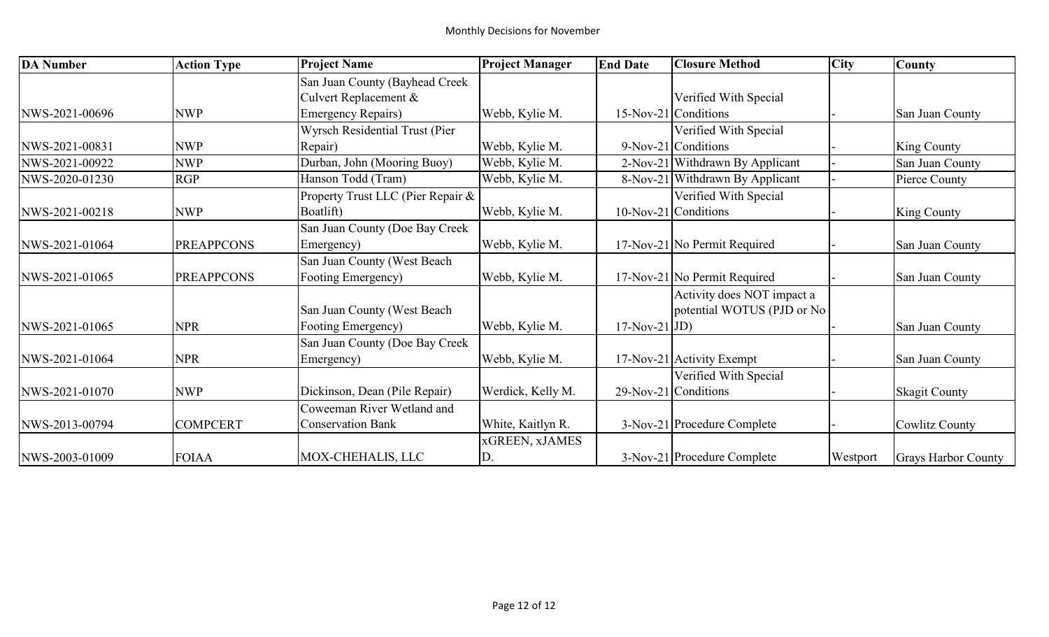Monthly Decisions for November

| DA Number | Action Type | Project Name | Project Manager | End Date | Closure Method | City | County |
|---|---|---|---|---|---|---|---|
| NWS-2021-00696 | NWP | San Juan County (Bayhead Creek Culvert Replacement & Emergency Repairs) | Webb, Kylie M. | 15-Nov-21 | Verified With Special Conditions | - | San Juan County |
| NWS-2021-00831 | NWP | Wyrsch Residential Trust (Pier Repair) | Webb, Kylie M. | 9-Nov-21 | Verified With Special Conditions | - | King County |
| NWS-2021-00922 | NWP | Durban, John (Mooring Buoy) | Webb, Kylie M. | 2-Nov-21 | Withdrawn By Applicant | - | San Juan County |
| NWS-2020-01230 | RGP | Hanson Todd (Tram) | Webb, Kylie M. | 8-Nov-21 | Withdrawn By Applicant | - | Pierce County |
| NWS-2021-00218 | NWP | Property Trust LLC (Pier Repair & Boatlift) | Webb, Kylie M. | 10-Nov-21 | Verified With Special Conditions | - | King County |
| NWS-2021-01064 | PREAPPCONS | San Juan County (Doe Bay Creek Emergency) | Webb, Kylie M. | 17-Nov-21 | No Permit Required | - | San Juan County |
| NWS-2021-01065 | PREAPPCONS | San Juan County (West Beach Footing Emergency) | Webb, Kylie M. | 17-Nov-21 | No Permit Required | - | San Juan County |
| NWS-2021-01065 | NPR | San Juan County (West Beach Footing Emergency) | Webb, Kylie M. | 17-Nov-21 | Activity does NOT impact a potential WOTUS (PJD or No JD) | - | San Juan County |
| NWS-2021-01064 | NPR | San Juan County (Doe Bay Creek Emergency) | Webb, Kylie M. | 17-Nov-21 | Activity Exempt | - | San Juan County |
| NWS-2021-01070 | NWP | Dickinson, Dean (Pile Repair) | Werdick, Kelly M. | 29-Nov-21 | Verified With Special Conditions | - | Skagit County |
| NWS-2013-00794 | COMPCERT | Coweeman River Wetland and Conservation Bank | White, Kaitlyn R. | 3-Nov-21 | Procedure Complete | - | Cowlitz County |
| NWS-2003-01009 | FOIAA | MOX-CHEHALIS, LLC | xGREEN, xJAMES D. | 3-Nov-21 | Procedure Complete | Westport | Grays Harbor County |